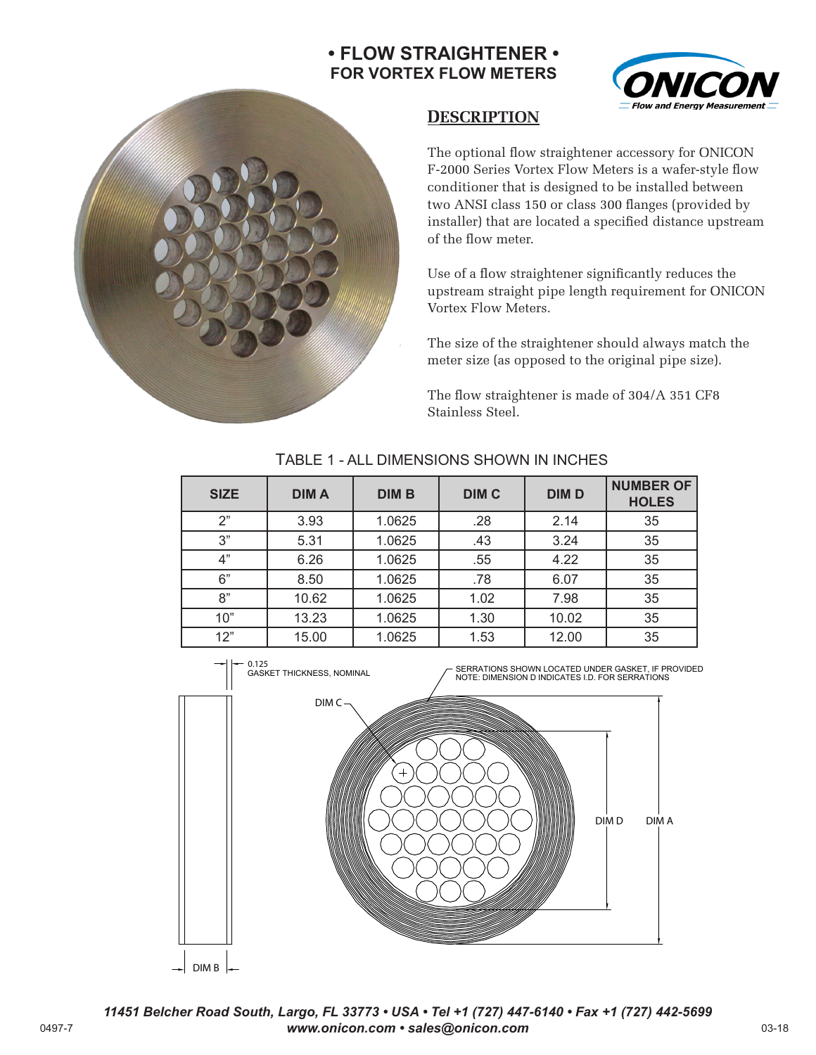# • FLOW STRAIGHTENER •

## FOR VORTEX FLOW METERS

## DESCRIPTION

The optional flow straightener accessory for ONICON F-2000 Series Vortex Flow Meters is a wafer-style flow conditioner that is designed to be installed between two ANSI class 150 or class 300 flanges (provided by installer) that are located a specified distance upstream of the flow meter.

Use of a flow straightener significantly reduces the upstream straight pipe length requirement for ONICON Vortex Flow Meters.

The size of the straightener should always match the meter size (as opposed to the original pipe size).

The flow straightener is made of 304/A 351 CF8 Stainless Steel.

TABLE 1 - ALL DIMENSIONS SHOWN IN INCHES

| SIZE | DIM A | DIM B | DIM C | DIM D | NUMBER OF HOLES |
|---|---|---|---|---|---|
| 2” | 3.93 | 1.0625 | .28 | 2.14 | 35 |
| 3” | 5.31 | 1.0625 | .43 | 3.24 | 35 |
| 4” | 6.26 | 1.0625 | .55 | 4.22 | 35 |
| 6” | 8.50 | 1.0625 | .78 | 6.07 | 35 |
| 8” | 10.62 | 1.0625 | 1.02 | 7.98 | 35 |
| 10” | 13.23 | 1.0625 | 1.30 | 10.02 | 35 |
| 12” | 15.00 | 1.0625 | 1.53 | 12.00 | 35 |

0.125 GASKET THICKNESS, NOMINAL

SERRATIONS SHOWN LOCATED UNDER GASKET, IF PROVIDED
NOTE: DIMENSION D INDICATES I.D. FOR SERRATIONS

DIM C

DIM D

DIM A

DIM B

*11451 Belcher Road South, Largo, FL 33773 • USA • Tel +1 (727) 447-6140 • Fax +1 (727) 442-5699*
*www.onicon.com • sales@onicon.com*

0497-7 03-18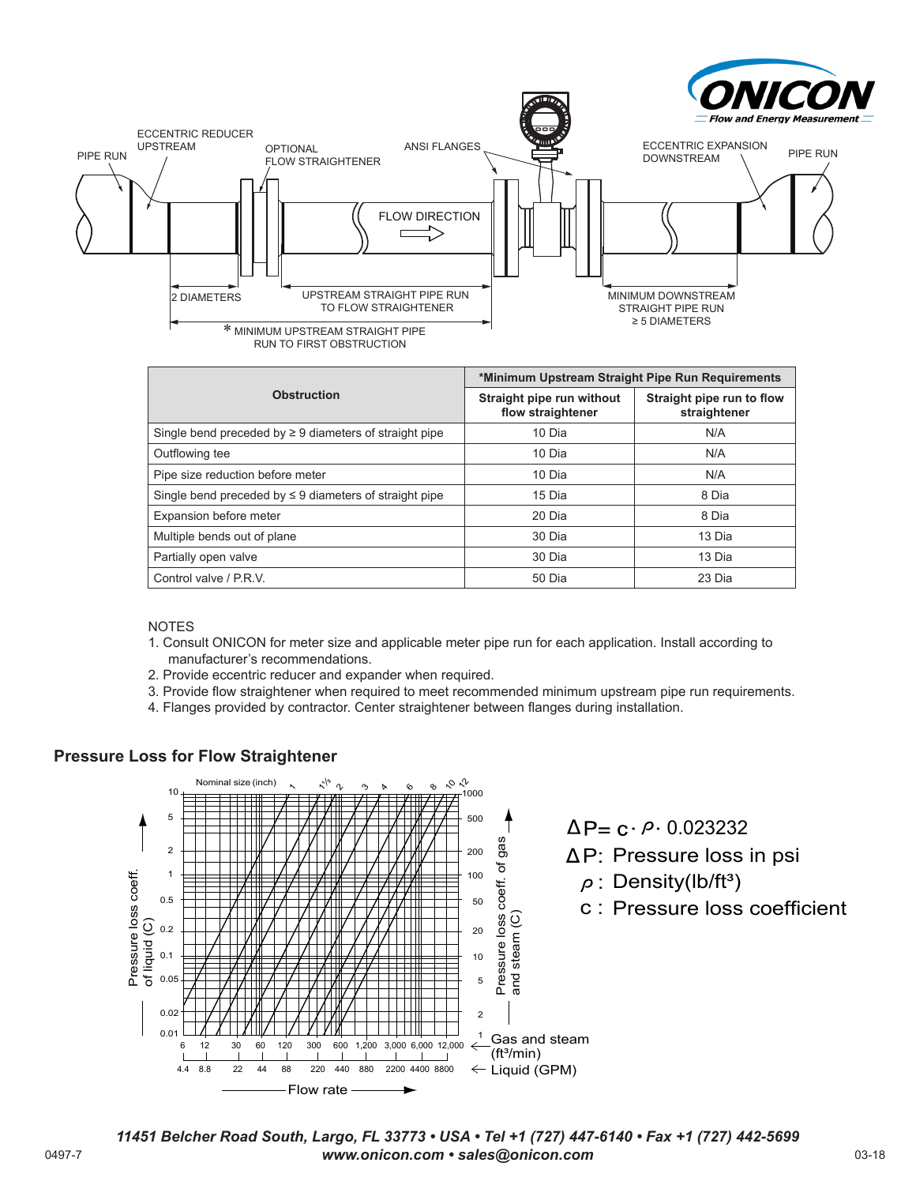ONICON
Flow and Energy Measurement

PIPE RUN
ECCENTRIC REDUCER UPSTREAM
OPTIONAL FLOW STRAIGHTENER
ANSI FLANGES
ECCENTRIC EXPANSION DOWNSTREAM
PIPE RUN
FLOW DIRECTION
2 DIAMETERS
UPSTREAM STRAIGHT PIPE RUN TO FLOW STRAIGHTENER
MINIMUM DOWNSTREAM STRAIGHT PIPE RUN ≥ 5 DIAMETERS
* MINIMUM UPSTREAM STRAIGHT PIPE RUN TO FIRST OBSTRUCTION

| Obstruction | *Minimum Upstream Straight Pipe Run Requirements | |
|---|---|---|
| | **Straight pipe run without flow straightener** | **Straight pipe run to flow straightener** |
| Single bend preceded by ≥ 9 diameters of straight pipe | 10 Dia | N/A |
| Outflowing tee | 10 Dia | N/A |
| Pipe size reduction before meter | 10 Dia | N/A |
| Single bend preceded by ≤ 9 diameters of straight pipe | 15 Dia | 8 Dia |
| Expansion before meter | 20 Dia | 8 Dia |
| Multiple bends out of plane | 30 Dia | 13 Dia |
| Partially open valve | 30 Dia | 13 Dia |
| Control valve / P.R.V. | 50 Dia | 23 Dia |

NOTES

1. Consult ONICON for meter size and applicable meter pipe run for each application. Install according to manufacturer's recommendations.
2. Provide eccentric reducer and expander when required.
3. Provide flow straightener when required to meet recommended minimum upstream pipe run requirements.
4. Flanges provided by contractor. Center straightener between flanges during installation.

## Pressure Loss for Flow Straightener

Nominal size (inch) 1 1½ 2 3 4 6 8 10 12

Pressure loss coeff. of liquid (C)
10 5 2 1 0.5 0.2 0.1 0.05 0.02 0.01

Pressure loss coeff. of gas and steam (C)
1000 500 200 100 50 20 10 5 2 1

Gas and steam (ft³/min)
6 12 30 60 120 300 600 1,200 3,000 6,000 12,000

Liquid (GPM)
4.4 8.8 22 44 88 220 440 880 2200 4400 8800

Flow rate

$$\Delta P = c \cdot \rho \cdot 0.023232$$

$\Delta P$: Pressure loss in psi

$\rho$: Density(lb/ft³)

c : Pressure loss coefficient

*11451 Belcher Road South, Largo, FL 33773 • USA • Tel +1 (727) 447-6140 • Fax +1 (727) 442-5699*
***www.onicon.com • sales@onicon.com***

0497-7 03-18